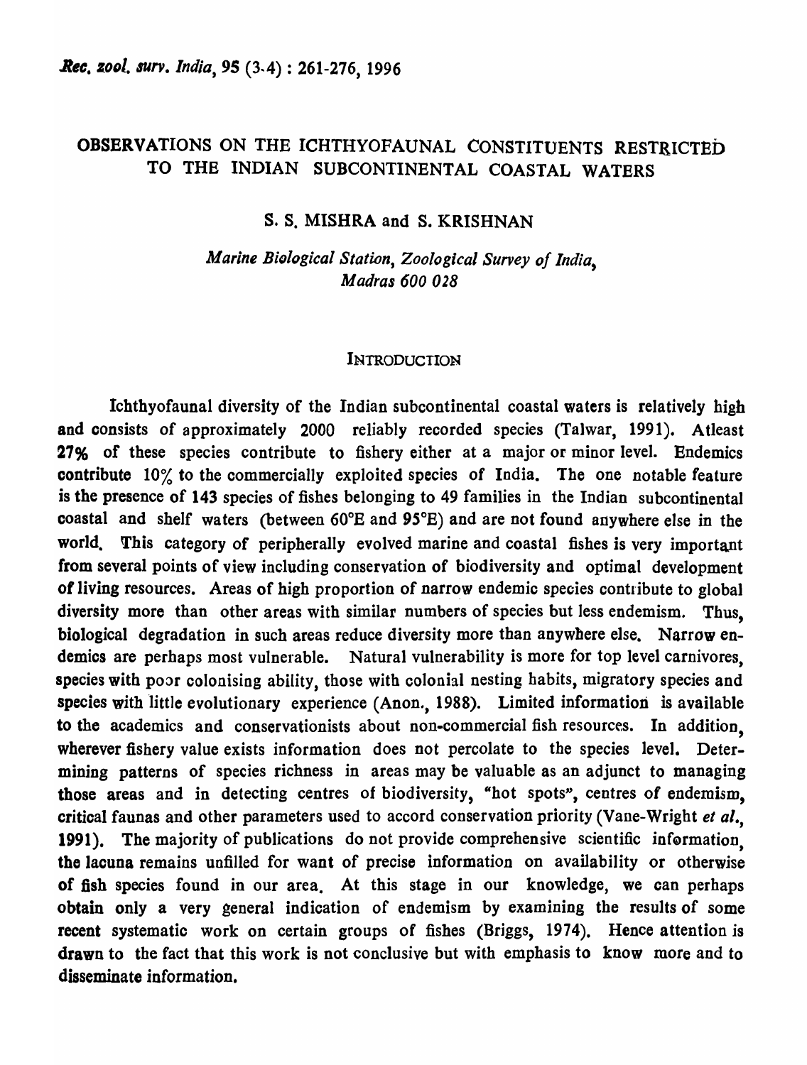# OBSERVATIONS ON THE ICHTHYOFAUNAL CONSTITUENTS RESTRICTED TO THE INDIAN SUBCONTINENTAL COASTAL WATERS

S. S. MISHRA and S. KRISHNAN

*Marine Biological Station, Zoological Survey of India, Madras 600 028*

## INTRODUCTION

Ichthyofaunal diversity of the Indian subcontinental coastal waters is relatively high and consists of approximately 2000 reliably recorded species (Talwar, 1991). Atleast 27% of these species contribute to fishery either at a major or minor level. Endemics contribute 10% to the commercially exploited species of India. The one notable feature is the presence of 143 species of fishes belonging to 49 families in the Indian subcontinental coastal and shelf waters (between 60°E and 95°E) and are not found anywhere else in the world. This category of peripherally evolved marine and coastal fishes is very important from several points of view including conservation of biodiversity and optimal development of living resources. Areas of high proportion of narrow endemic species contribute to global diversity more than other areas with similar numbers of species but less endemism. Thus, biological degradation in such areas reduce diversity more than anywhere else. Narrow endemics are perhaps most vulnerable. Natural vulnerability is more for top level carnivores, species with poor colonising ability, those with colonial nesting habits, migratory species and species with little evolutionary experience (Anon., 1988). Limited information is available to the academics and conservationists about non-commercial fish resources. In addition, wherever fishery value exists information does not percolate to the species level. Determining patterns of species richness in areas may be valuable as an adjunct to managing those areas and in detecting centres of biodiversity, "hot spots", centres of endemism, critical faunas and other parameters used to accord conservation priority (Vane-Wright *et al.*, 1991). The majority of publications do not provide comprehensive scientific information, the lacuna remains unfilled for want of precise information on availability or otherwise of fish species found in our area. At this stage in our knowledge, we can perhaps obtain only a very general indication of endemism by examining the results of some recent systematic work on certain groups of fishes (Briggs, 1974). Hence attention is drawn to the fact that this work is not conclusive but with emphasis to know more and to disseminate information.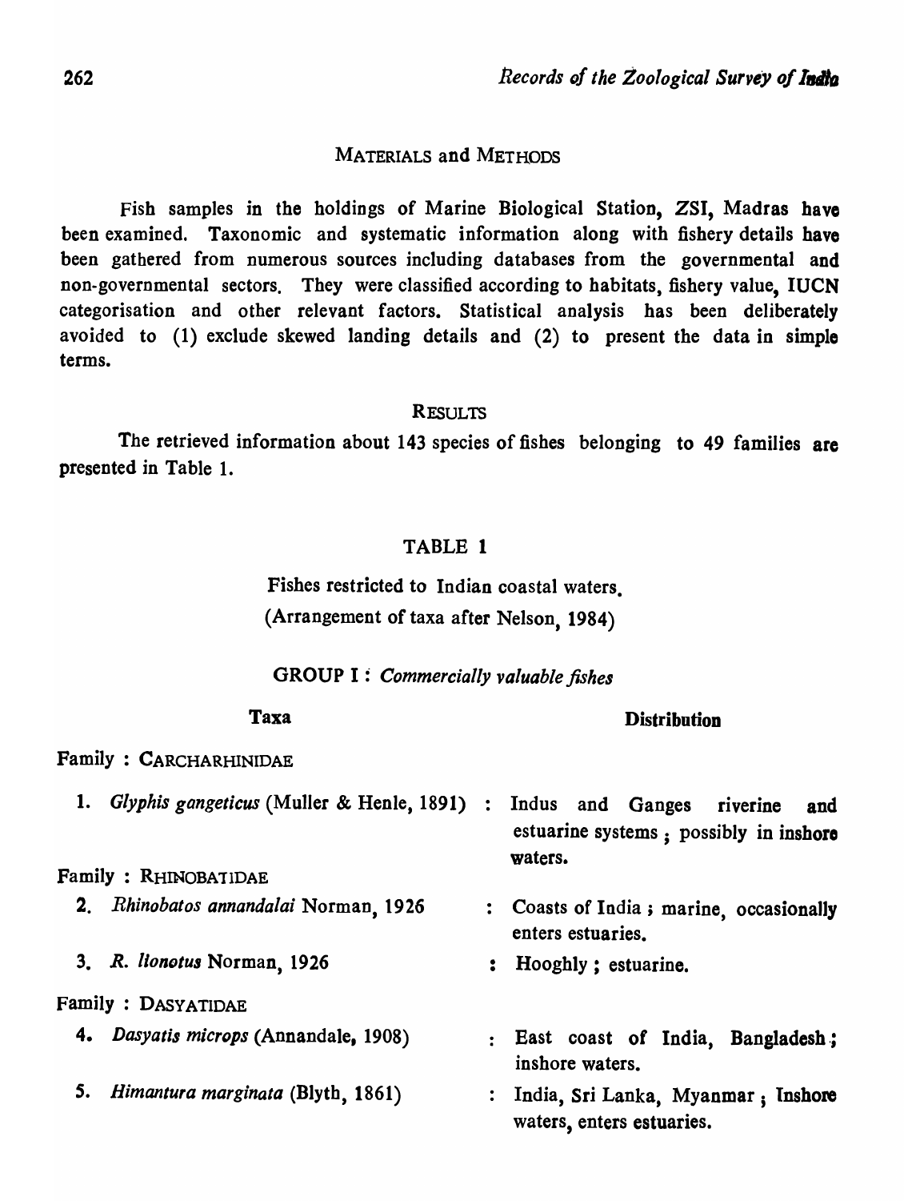## MATERIALS and METHODS

Fish samples in the holdings of Marine Biological Station, ZSI, Madras have been examined. Taxonomic and systematic information along with fishery details have been gathered from numerous sources including databases from the governmental and non-governmental sectors. They were classified according to habitats, fishery value, IUCN categorisation and other relevant factors. Statistical analysis has been deliberately avoided to (1) exclude skewed landing details and (2) to present the data in simple terms.

## RESULTS

The retrieved information about 143 species of fishes belonging to 49 families are presented in Table 1.

### TABLE 1

Fishes restricted to Indian coastal waters.
(Arrangement of taxa after Nelson, 1984)

GROUP I : *Commercially valuable fishes*

| Taxa | Distribution |
|---|---|
| Family : CARCHARHINIDAE | |
| 1. *Glyphis gangeticus* (Muller & Henle, 1891) | : Indus and Ganges riverine and estuarine systems ; possibly in inshore waters. |
| Family : RHINOBATIDAE | |
| 2. *Rhinobatos annandalai* Norman, 1926 | : Coasts of India ; marine, occasionally enters estuaries. |
| 3. *R. lionotus* Norman, 1926 | : Hooghly ; estuarine. |
| Family : DASYATIDAE | |
| 4. *Dasyatis microps* (Annandale, 1908) | : East coast of India, Bangladesh ; inshore waters. |
| 5. *Himantura marginata* (Blyth, 1861) | : India, Sri Lanka, Myanmar ; Inshore waters, enters estuaries. |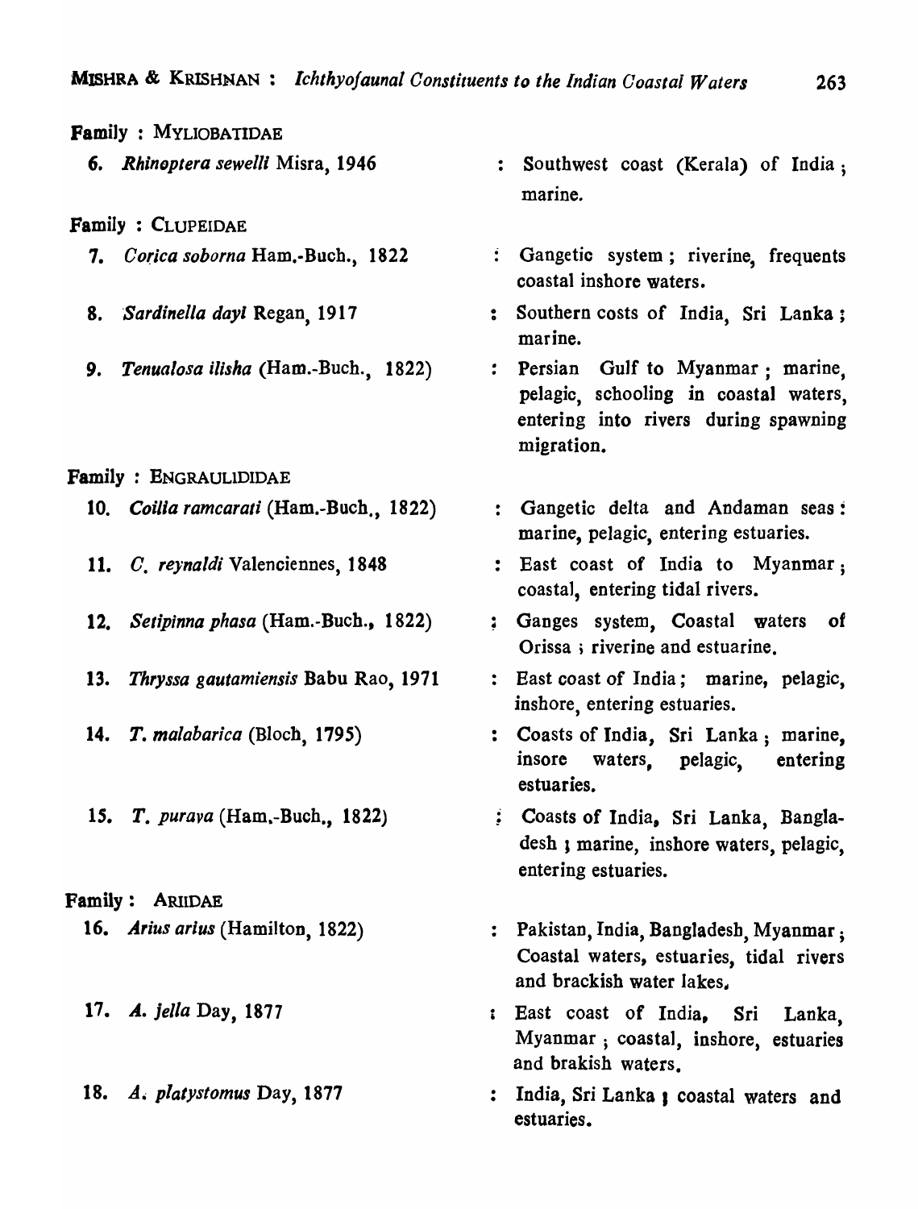Family : MYLIOBATIDAE

6. *Rhinoptera sewelli* Misra, 1946 : Southwest coast (Kerala) of India; marine.

Family : CLUPEIDAE

7. *Corica soborna* Ham.-Buch., 1822 : Gangetic system; riverine, frequents coastal inshore waters.

8. *Sardinella dayi* Regan, 1917 : Southern costs of India, Sri Lanka; marine.

9. *Tenualosa ilisha* (Ham.-Buch., 1822) : Persian Gulf to Myanmar; marine, pelagic, schooling in coastal waters, entering into rivers during spawning migration.

Family : ENGRAULIDIDAE

10. *Coilia ramcarati* (Ham.-Buch., 1822) : Gangetic delta and Andaman seas: marine, pelagic, entering estuaries.

11. *C. reynaldi* Valenciennes, 1848 : East coast of India to Myanmar; coastal, entering tidal rivers.

12. *Setipinna phasa* (Ham.-Buch., 1822) : Ganges system, Coastal waters of Orissa; riverine and estuarine.

13. *Thryssa gautamiensis* Babu Rao, 1971 : East coast of India; marine, pelagic, inshore, entering estuaries.

14. *T. malabarica* (Bloch, 1795) : Coasts of India, Sri Lanka; marine, insore waters, pelagic, entering estuaries.

15. *T. purava* (Ham.-Buch., 1822) : Coasts of India, Sri Lanka, Bangladesh; marine, inshore waters, pelagic, entering estuaries.

Family : ARIIDAE

16. *Arius arius* (Hamilton, 1822) : Pakistan, India, Bangladesh, Myanmar; Coastal waters, estuaries, tidal rivers and brackish water lakes.

17. *A. jella* Day, 1877 : East coast of India, Sri Lanka, Myanmar; coastal, inshore, estuaries and brakish waters.

18. *A. platystomus* Day, 1877 : India, Sri Lanka; coastal waters and estuaries.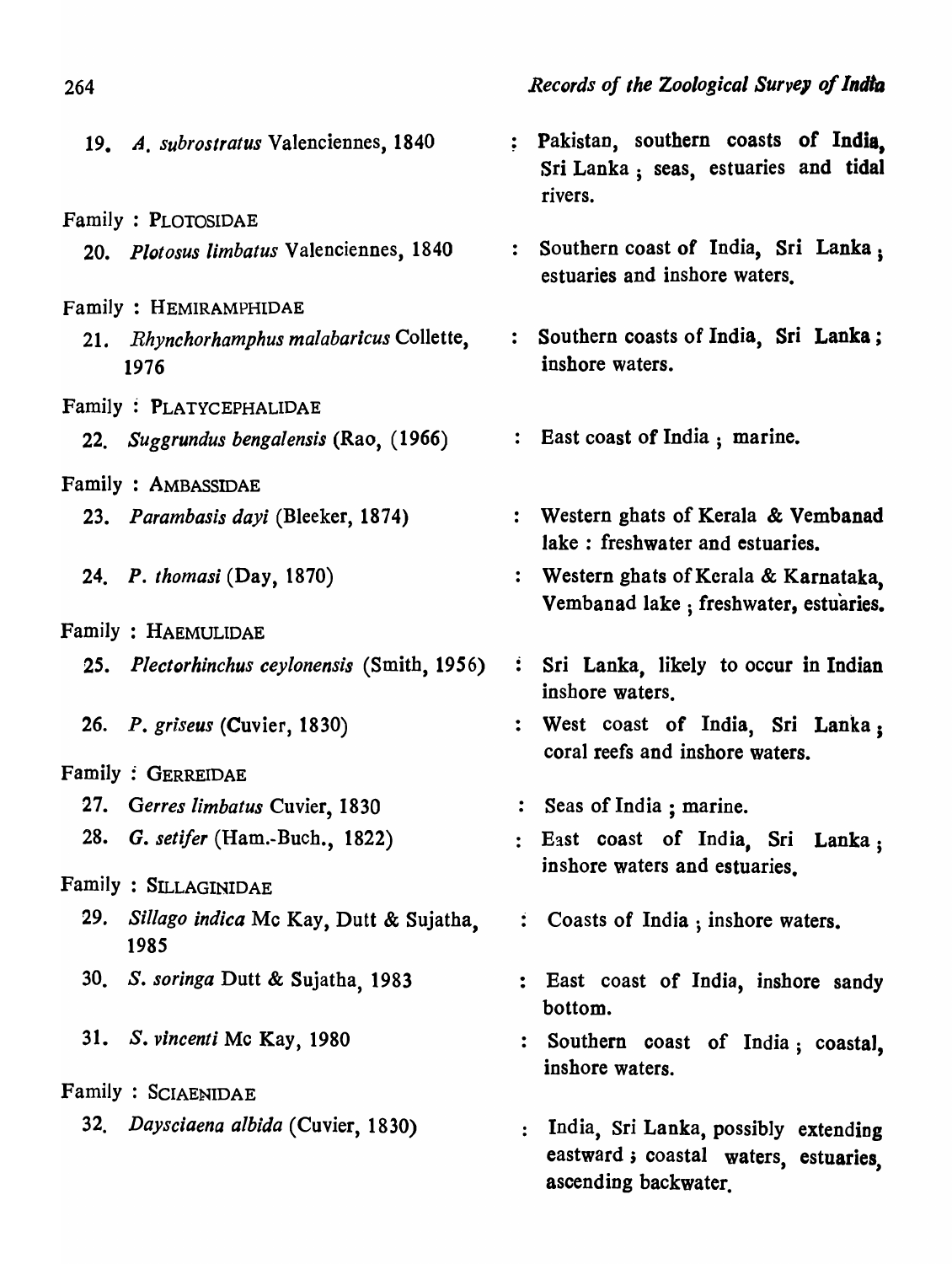19. *A. subrostratus* Valenciennes, 1840 : Pakistan, southern coasts of India, Sri Lanka ; seas, estuaries and tidal rivers.

Family : PLOTOSIDAE

20. *Plotosus limbatus* Valenciennes, 1840 : Southern coast of India, Sri Lanka ; estuaries and inshore waters.

Family : HEMIRAMPHIDAE

21. *Rhynchorhamphus malabaricus* Collette, 1976 : Southern coasts of India, Sri Lanka ; inshore waters.

Family : PLATYCEPHALIDAE

22. *Suggrundus bengalensis* (Rao, (1966) : East coast of India ; marine.

Family : AMBASSIDAE

23. *Parambasis dayi* (Bleeker, 1874) : Western ghats of Kerala & Vembanad lake : freshwater and estuaries.

24. *P. thomasi* (Day, 1870) : Western ghats of Kerala & Karnataka, Vembanad lake ; freshwater, estuaries.

Family : HAEMULIDAE

25. *Plectorhinchus ceylonensis* (Smith, 1956) : Sri Lanka, likely to occur in Indian inshore waters.

26. *P. griseus* (Cuvier, 1830) : West coast of India, Sri Lanka ; coral reefs and inshore waters.

Family : GERREIDAE

27. *Gerres limbatus* Cuvier, 1830 : Seas of India ; marine.

28. *G. setifer* (Ham.-Buch., 1822) : East coast of India, Sri Lanka ; inshore waters and estuaries.

Family : SILLAGINIDAE

29. *Sillago indica* Mc Kay, Dutt & Sujatha, 1985 : Coasts of India ; inshore waters.

30. *S. soringa* Dutt & Sujatha, 1983 : East coast of India, inshore sandy bottom.

31. *S. vincenti* Mc Kay, 1980 : Southern coast of India ; coastal, inshore waters.

Family : SCIAENIDAE

32. *Daysciaena albida* (Cuvier, 1830) : India, Sri Lanka, possibly extending eastward ; coastal waters, estuaries, ascending backwater.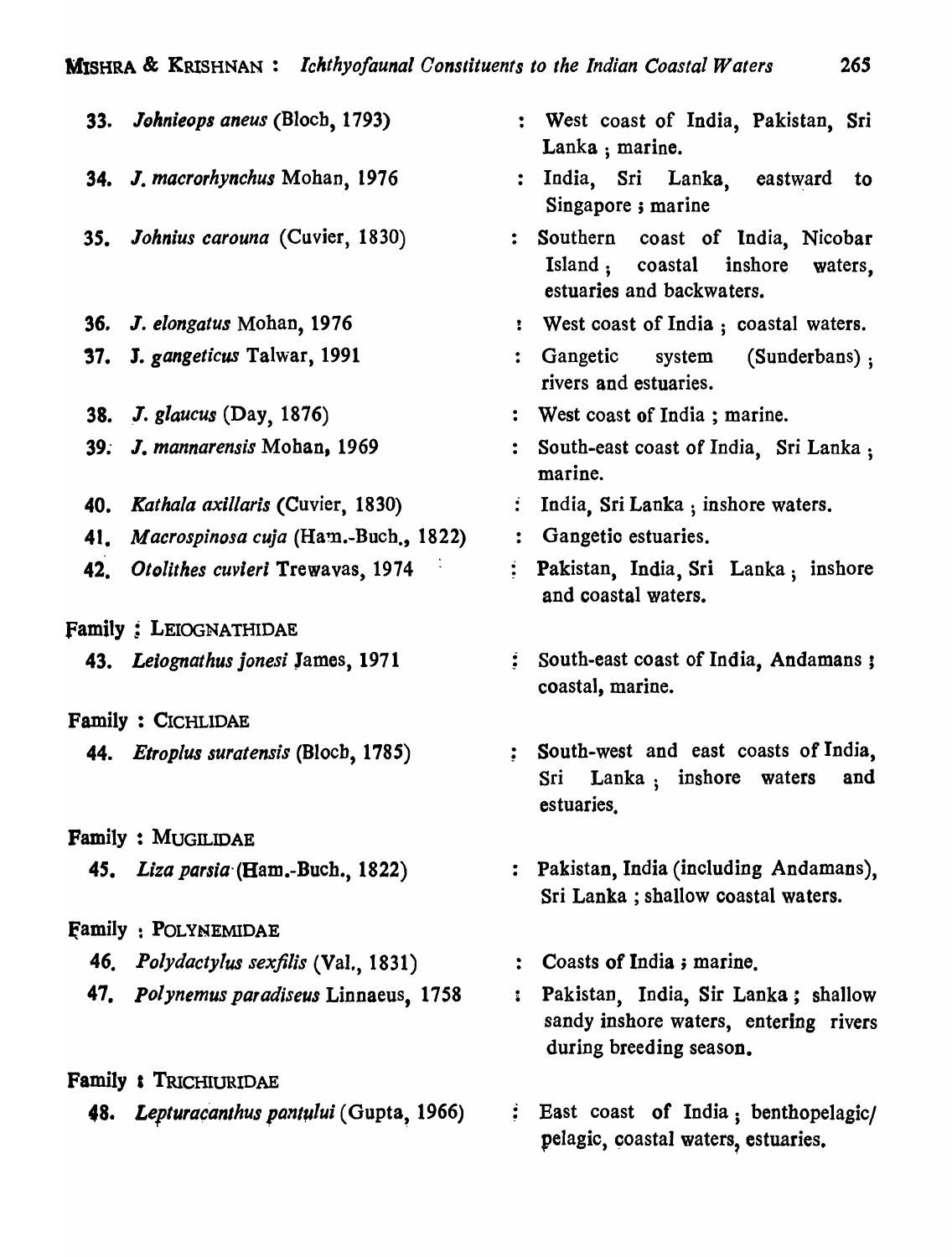33. *Johnieops aneus* (Bloch, 1793) : West coast of India, Pakistan, Sri Lanka ; marine.

34. *J. macrorhynchus* Mohan, 1976 : India, Sri Lanka, eastward to Singapore ; marine

35. *Johnius carouna* (Cuvier, 1830) : Southern coast of India, Nicobar Island ; coastal inshore waters, estuaries and backwaters.

36. *J. elongatus* Mohan, 1976 : West coast of India ; coastal waters.

37. J. *gangeticus* Talwar, 1991 : Gangetic system (Sunderbans) ; rivers and estuaries.

38. *J. glaucus* (Day, 1876) : West coast of India ; marine.

39. *J. mannarensis* Mohan, 1969 : South-east coast of India, Sri Lanka ; marine.

40. *Kathala axillaris* (Cuvier, 1830) : India, Sri Lanka ; inshore waters.

41. *Macrospinosa cuja* (Ham.-Buch., 1822) : Gangetic estuaries.

42. *Otolithes cuvieri* Trewavas, 1974 : Pakistan, India, Sri Lanka ; inshore and coastal waters.

Family : LEIOGNATHIDAE

43. *Leiognathus jonesi* James, 1971 : South-east coast of India, Andamans ; coastal, marine.

Family : CICHLIDAE

44. *Etroplus suratensis* (Bloch, 1785) : South-west and east coasts of India, Sri Lanka ; inshore waters and estuaries.

Family : MUGILIDAE

45. *Liza parsia* (Ham.-Buch., 1822) : Pakistan, India (including Andamans), Sri Lanka ; shallow coastal waters.

Family : POLYNEMIDAE

46. *Polydactylus sexfilis* (Val., 1831) : Coasts of India ; marine.

47. *Polynemus paradiseus* Linnaeus, 1758 : Pakistan, India, Sir Lanka ; shallow sandy inshore waters, entering rivers during breeding season.

Family : TRICHIURIDAE

48. *Lepturacanthus pantului* (Gupta, 1966) : East coast of India ; benthopelagic/pelagic, coastal waters, estuaries.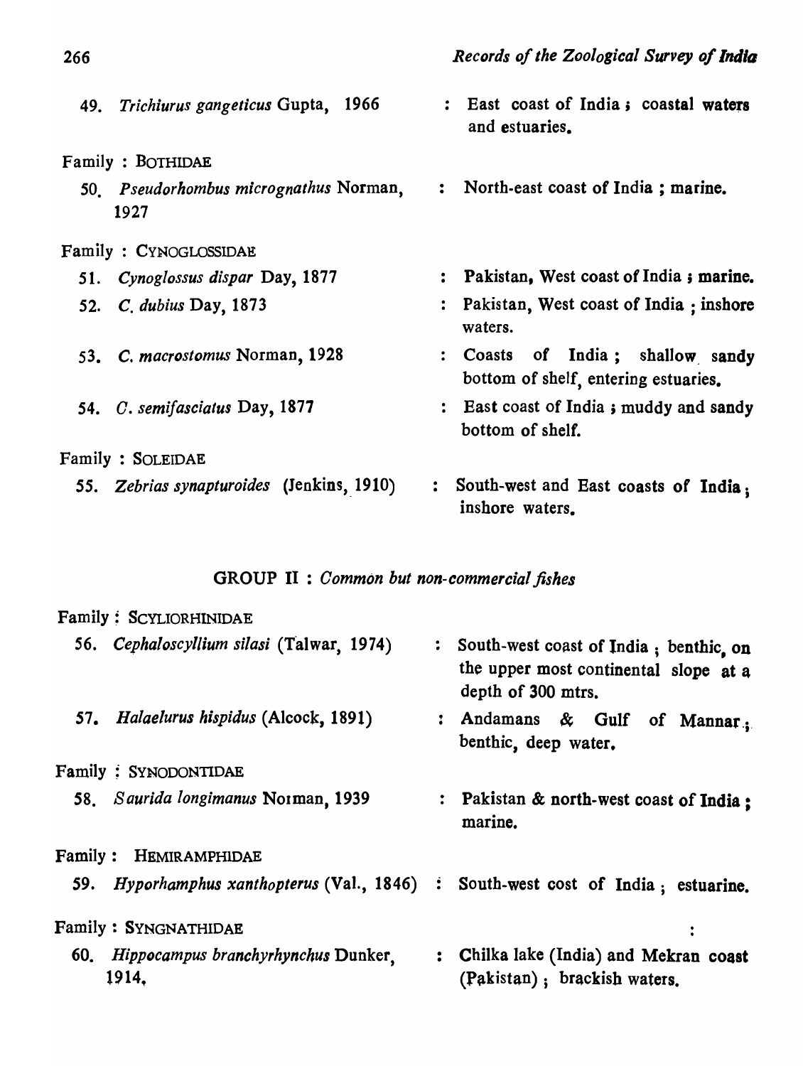49. *Trichiurus gangeticus* Gupta, 1966 : East coast of India ; coastal waters and estuaries.

Family : BOTHIDAE

50. *Pseudorhombus micrognathus* Norman, 1927 : North-east coast of India ; marine.

Family : CYNOGLOSSIDAE

51. *Cynoglossus dispar* Day, 1877 : Pakistan, West coast of India ; marine.

52. *C. dubius* Day, 1873 : Pakistan, West coast of India ; inshore waters.

53. *C. macrostomus* Norman, 1928 : Coasts of India ; shallow sandy bottom of shelf, entering estuaries.

54. *C. semifasciatus* Day, 1877 : East coast of India ; muddy and sandy bottom of shelf.

Family : SOLEIDAE

55. *Zebrias synapturoides* (Jenkins, 1910) : South-west and East coasts of India ; inshore waters.

## GROUP II : *Common but non-commercial fishes*

Family : SCYLIORHINIDAE

56. *Cephaloscyllium silasi* (Talwar, 1974) : South-west coast of India ; benthic, on the upper most continental slope at a depth of 300 mtrs.

57. *Halaelurus hispidus* (Alcock, 1891) : Andamans & Gulf of Mannar ; benthic, deep water.

Family : SYNODONTIDAE

58. *Saurida longimanus* Norman, 1939 : Pakistan & north-west coast of India ; marine.

Family : HEMIRAMPHIDAE

59. *Hyporhamphus xanthopterus* (Val., 1846) : South-west cost of India ; estuarine.

Family : SYNGNATHIDAE

60. *Hippocampus branchyrhynchus* Dunker, 1914. : Chilka lake (India) and Mekran coast (Pakistan) ; brackish waters.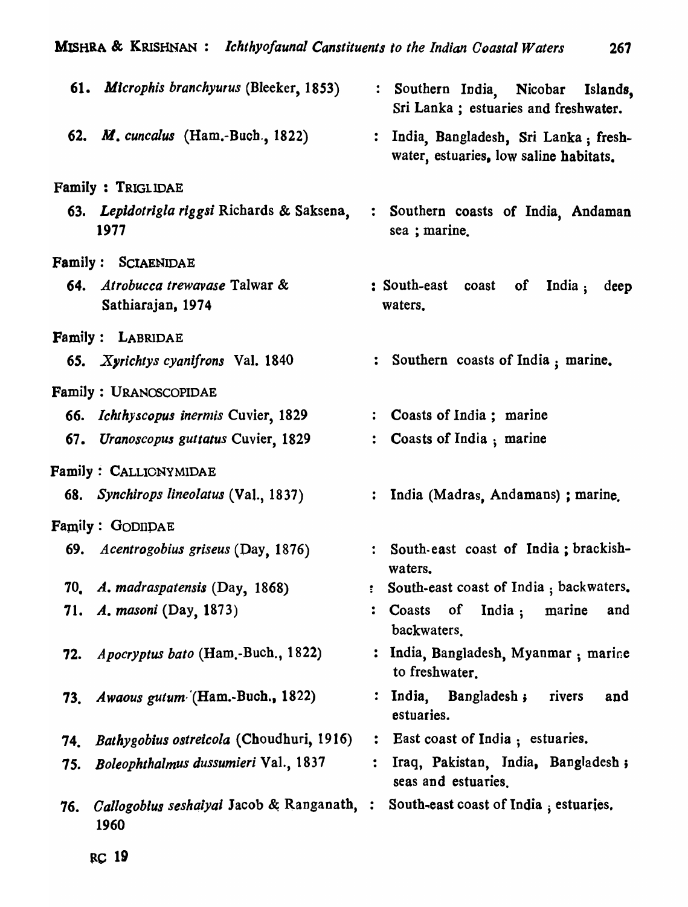61. *Microphis branchyurus* (Bleeker, 1853) : Southern India, Nicobar Islands, Sri Lanka ; estuaries and freshwater.

62. *M. cuncalus* (Ham.-Buch., 1822) : India, Bangladesh, Sri Lanka ; freshwater, estuaries, low saline habitats.

Family : TRIGLIDAE

63. *Lepidotrigla riggsi* Richards & Saksena, 1977 : Southern coasts of India, Andaman sea ; marine.

Family : SCIAENIDAE

64. *Atrobucca trewavase* Talwar & Sathiarajan, 1974 : South-east coast of India ; deep waters.

Family : LABRIDAE

65. *Xyrichtys cyanifrons* Val. 1840 : Southern coasts of India ; marine.

Family : URANOSCOPIDAE

66. *Ichthyscopus inermis* Cuvier, 1829 : Coasts of India ; marine

67. *Uranoscopus guttatus* Cuvier, 1829 : Coasts of India ; marine

Family : CALLIONYMIDAE

68. *Synchirops lineolatus* (Val., 1837) : India (Madras, Andamans) ; marine.

Family : GOBIIDAE

69. *Acentrogobius griseus* (Day, 1876) : South-east coast of India ; brackish-waters.

70. *A. madraspatensis* (Day, 1868) : South-east coast of India ; backwaters.

71. *A. masoni* (Day, 1873) : Coasts of India ; marine and backwaters.

72. *Apocryptus bato* (Ham.-Buch., 1822) : India, Bangladesh, Myanmar ; marine to freshwater.

73. *Awaous gutum* (Ham.-Buch., 1822) : India, Bangladesh ; rivers and estuaries.

74. *Bathygobius ostreicola* (Choudhuri, 1916) : East coast of India ; estuaries.

75. *Boleophthalmus dussumieri* Val., 1837 : Iraq, Pakistan, India, Bangladesh ; seas and estuaries.

76. *Callogobius seshaiyai* Jacob & Ranganath, 1960 : South-east coast of India ; estuaries.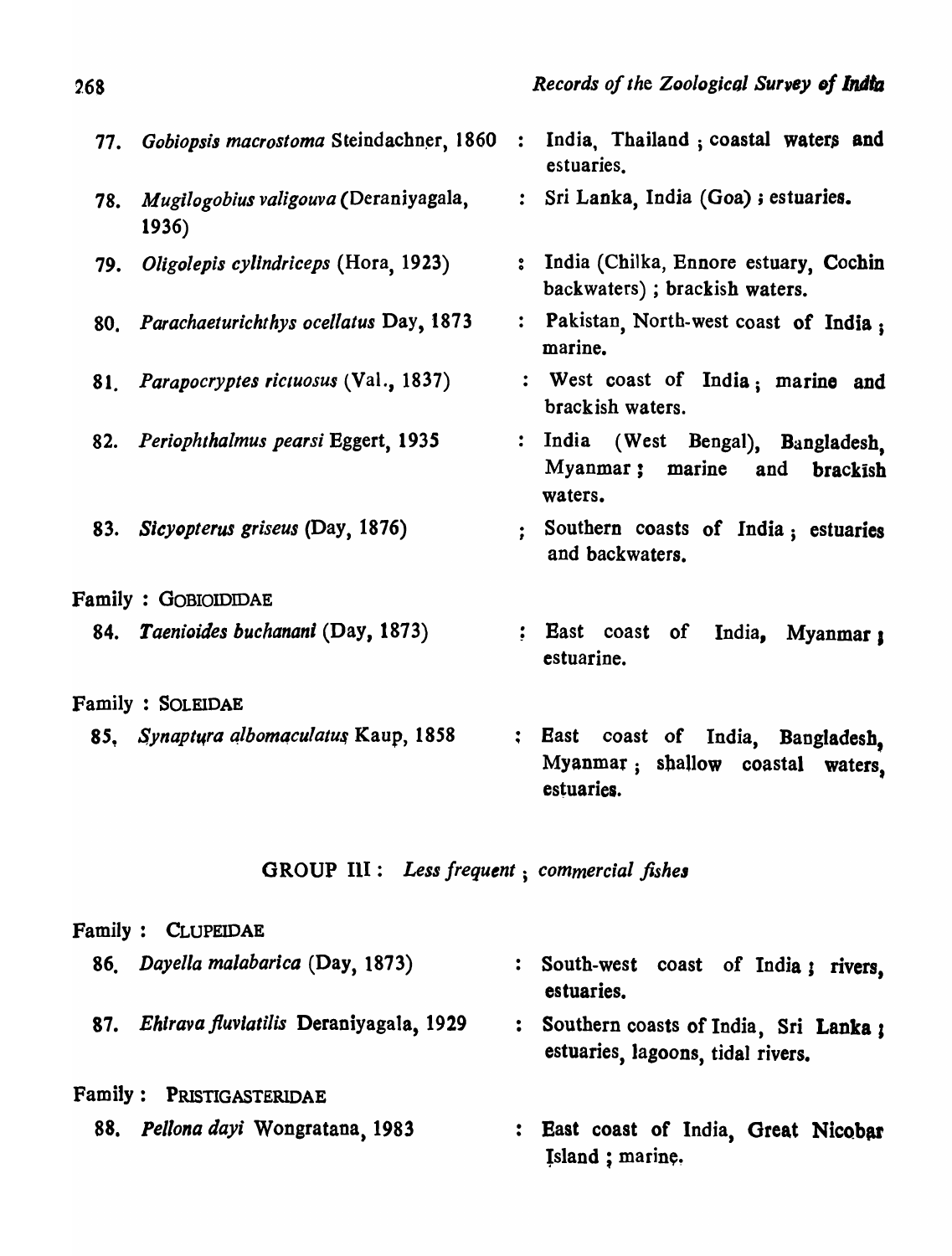77. *Gobiopsis macrostoma* Steindachner, 1860 : India, Thailand ; coastal waters and estuaries.

78. *Mugilogobius valigouva* (Deraniyagala, 1936) : Sri Lanka, India (Goa) ; estuaries.

79. *Oligolepis cylindriceps* (Hora, 1923) : India (Chilka, Ennore estuary, Cochin backwaters) ; brackish waters.

80. *Parachaeturichthys ocellatus* Day, 1873 : Pakistan, North-west coast of India ; marine.

81. *Parapocryptes rictuosus* (Val., 1837) : West coast of India ; marine and brackish waters.

82. *Periophthalmus pearsi* Eggert, 1935 : India (West Bengal), Bangladesh, Myanmar ; marine and brackish waters.

83. *Sicyopterus griseus* (Day, 1876) : Southern coasts of India ; estuaries and backwaters.

Family : GOBIOIDIDAE

84. *Taenioides buchanani* (Day, 1873) : East coast of India, Myanmar ; estuarine.

Family : SOLEIDAE

85. *Synaptura albomaculatus* Kaup, 1858 : East coast of India, Bangladesh, Myanmar ; shallow coastal waters, estuaries.

## GROUP III : *Less frequent ; commercial fishes*

Family : CLUPEIDAE

86. *Dayella malabarica* (Day, 1873) : South-west coast of India ; rivers, estuaries.

87. *Ehirava fluviatilis* Deraniyagala, 1929 : Southern coasts of India, Sri Lanka ; estuaries, lagoons, tidal rivers.

Family : PRISTIGASTERIDAE

88. *Pellona dayi* Wongratana, 1983 : East coast of India, Great Nicobar Island ; marine.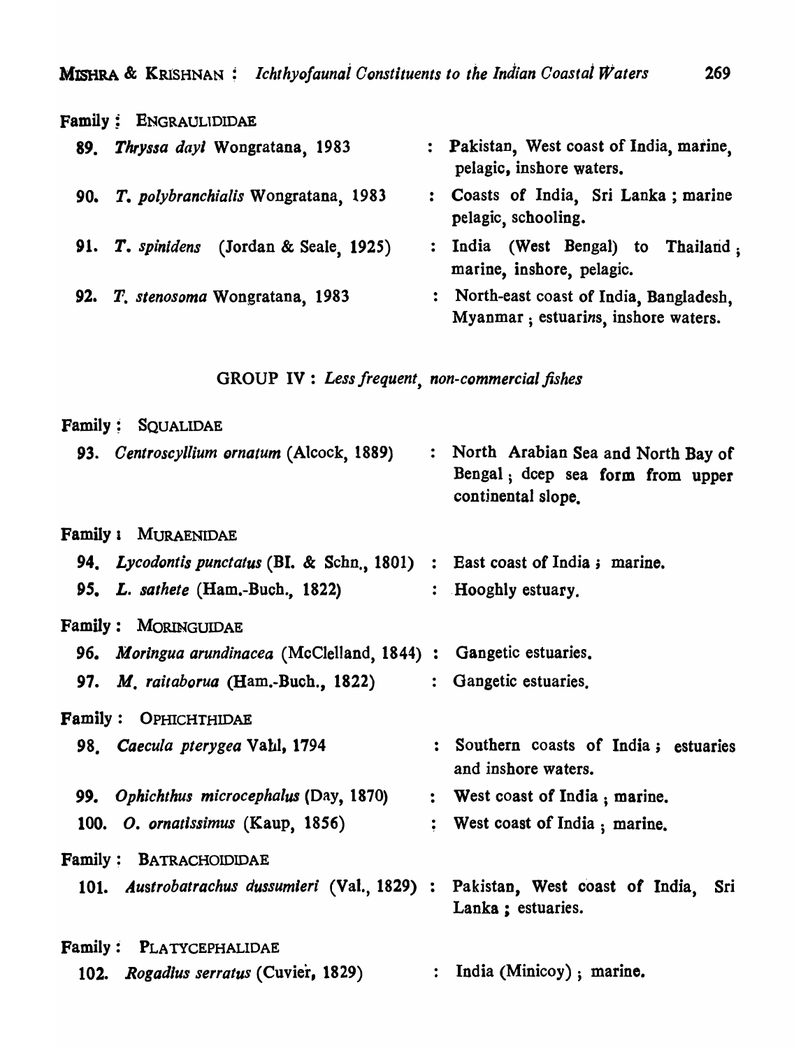Family : ENGRAULIDIDAE

89. *Thryssa dayi* Wongratana, 1983 : Pakistan, West coast of India, marine, pelagic, inshore waters.

90. *T. polybranchialis* Wongratana, 1983 : Coasts of India, Sri Lanka ; marine pelagic, schooling.

91. *T. spinidens* (Jordan & Seale, 1925) : India (West Bengal) to Thailand ; marine, inshore, pelagic.

92. *T. stenosoma* Wongratana, 1983 : North-east coast of India, Bangladesh, Myanmar ; estuarins, inshore waters.

GROUP IV : *Less frequent, non-commercial fishes*

Family : SQUALIDAE

93. *Centroscyllium ornatum* (Alcock, 1889) : North Arabian Sea and North Bay of Bengal ; dcep sea form from upper continental slope.

Family : MURAENIDAE

94. *Lycodontis punctatus* (Bl. & Schn., 1801) : East coast of India ; marine.

95. *L. sathete* (Ham.-Buch., 1822) : Hooghly estuary.

Family : MORINGUIDAE

96. *Moringua arundinacea* (McClelland, 1844) : Gangetic estuaries.

97. *M. raitaborua* (Ham.-Buch., 1822) : Gangetic estuaries.

Family : OPHICHTHIDAE

98. *Caecula pterygea* Vahl, 1794 : Southern coasts of India ; estuaries and inshore waters.

99. *Ophichthus microcephalus* (Day, 1870) : West coast of India ; marine.

100. *O. ornatissimus* (Kaup, 1856) : West coast of India ; marine.

Family : BATRACHOIDIDAE

101. *Austrobatrachus dussumieri* (Val., 1829) : Pakistan, West coast of India, Sri Lanka ; estuaries.

Family : PLATYCEPHALIDAE

102. *Rogadius serratus* (Cuvier, 1829) : India (Minicoy) ; marine.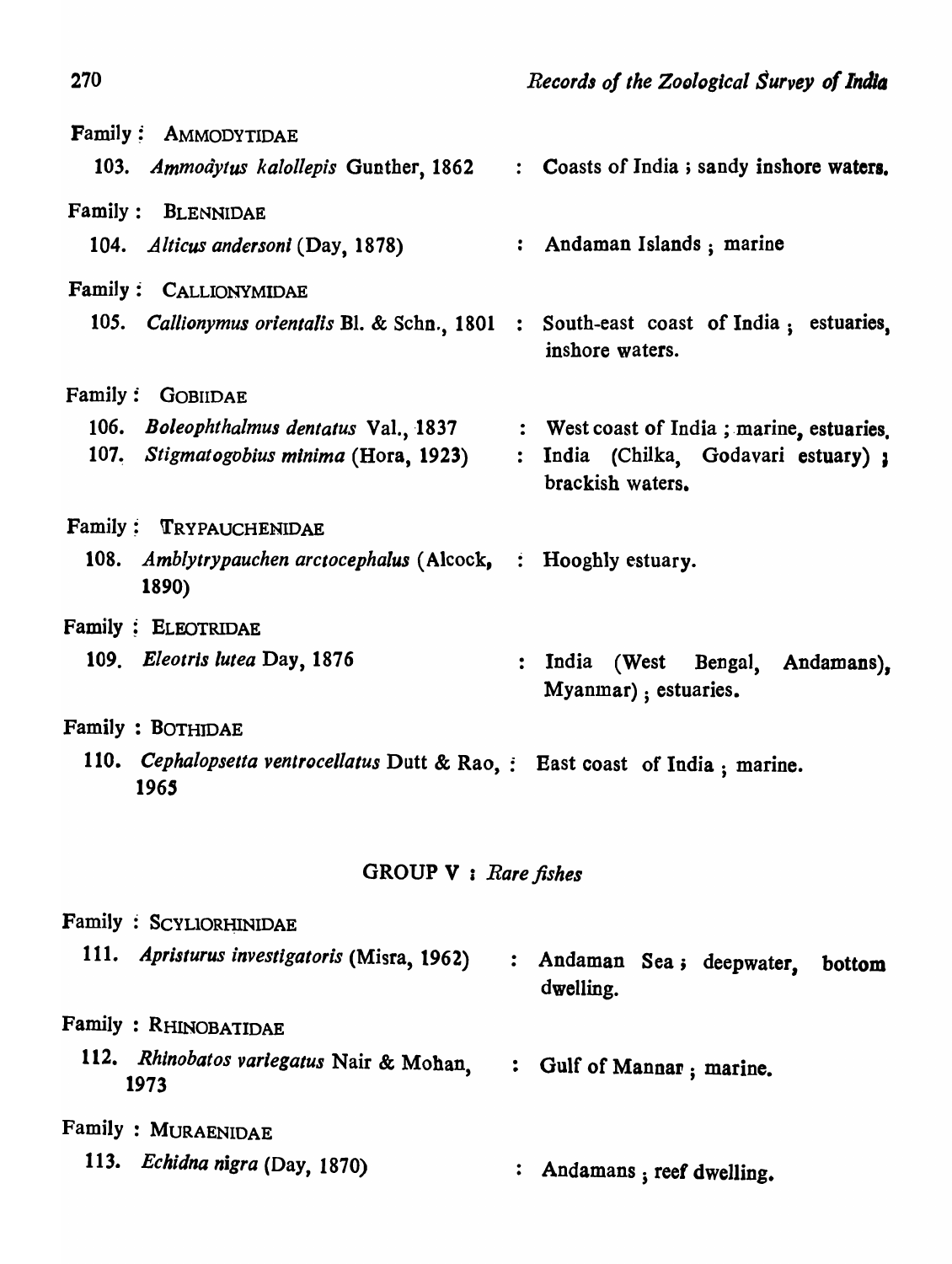Family : AMMODYTIDAE

103. *Ammodytus kalollepis* Gunther, 1862 : Coasts of India ; sandy inshore waters.

Family : BLENNIDAE

104. *Alticus andersoni* (Day, 1878) : Andaman Islands ; marine

Family : CALLIONYMIDAE

105. *Callionymus orientalis* Bl. & Schn., 1801 : South-east coast of India ; estuaries, inshore waters.

Family : GOBIIDAE

106. *Boleophthalmus dentatus* Val., 1837 : West coast of India ; marine, estuaries.
107. *Stigmatogobius minima* (Hora, 1923) : India (Chilka, Godavari estuary) ; brackish waters.

Family : TRYPAUCHENIDAE

108. *Amblytrypauchen arctocephalus* (Alcock, 1890) : Hooghly estuary.

Family : ELEOTRIDAE

109. *Eleotris lutea* Day, 1876 : India (West Bengal, Andamans), Myanmar) ; estuaries.

Family : BOTHIDAE

110. *Cephalopsetta ventrocellatus* Dutt & Rao, 1965 : East coast of India ; marine.

## GROUP V : *Rare fishes*

Family : SCYLIORHINIDAE

111. *Apristurus investigatoris* (Misra, 1962) : Andaman Sea ; deepwater, bottom dwelling.

Family : RHINOBATIDAE

112. *Rhinobatos variegatus* Nair & Mohan, 1973 : Gulf of Mannar ; marine.

Family : MURAENIDAE

113. *Echidna nigra* (Day, 1870) : Andamans ; reef dwelling.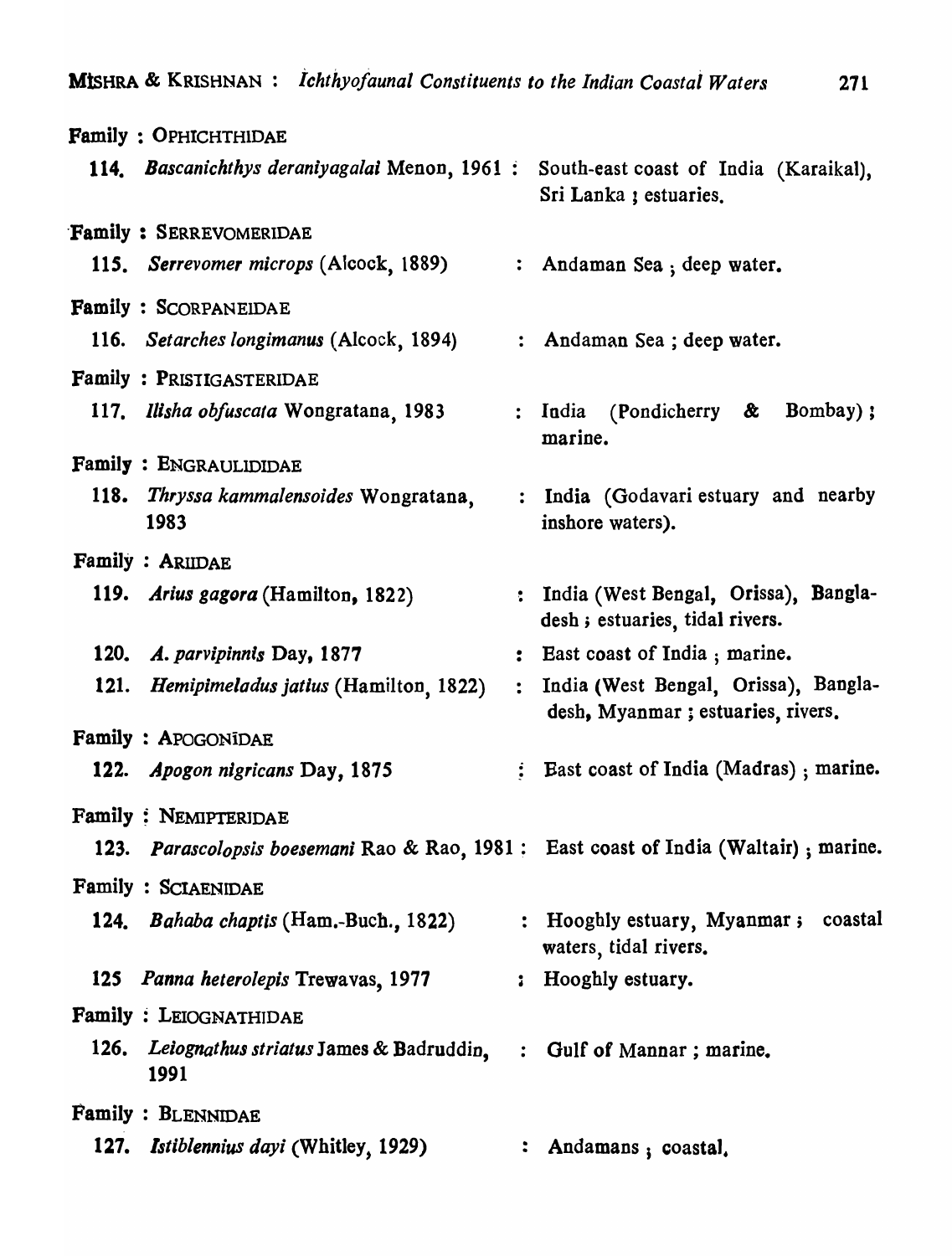**Family : OPHICHTHIDAE**

114. *Bascanichthys deraniyagalai* Menon, 1961 : South-east coast of India (Karaikal), Sri Lanka ; estuaries.

**Family : SERREVOMERIDAE**

115. *Serrevomer microps* (Alcock, 1889) : Andaman Sea ; deep water.

**Family : SCORPANEIDAE**

116. *Setarches longimanus* (Alcock, 1894) : Andaman Sea ; deep water.

**Family : PRISTIGASTERIDAE**

117. *Ilisha obfuscata* Wongratana, 1983 : India (Pondicherry & Bombay) ; marine.

**Family : ENGRAULIDIDAE**

118. *Thryssa kammalensoides* Wongratana, 1983 : India (Godavari estuary and nearby inshore waters).

**Family : ARIIDAE**

119. *Arius gagora* (Hamilton, 1822) : India (West Bengal, Orissa), Bangladesh ; estuaries, tidal rivers.

120. *A. parvipinnis* Day, 1877 : East coast of India ; marine.

121. *Hemipimeladus jatius* (Hamilton, 1822) : India (West Bengal, Orissa), Bangladesh, Myanmar ; estuaries, rivers.

**Family : APOGONIDAE**

122. *Apogon nigricans* Day, 1875 : East coast of India (Madras) ; marine.

**Family : NEMIPTERIDAE**

123. *Parascolopsis boesemani* Rao & Rao, 1981 : East coast of India (Waltair) ; marine.

**Family : SCIAENIDAE**

124. *Bahaba chaptis* (Ham.-Buch., 1822) : Hooghly estuary, Myanmar ; coastal waters, tidal rivers.

125 *Panna heterolepis* Trewavas, 1977 : Hooghly estuary.

**Family : LEIOGNATHIDAE**

126. *Leiognathus striatus* James & Badruddin, 1991 : Gulf of Mannar ; marine.

**Family : BLENNIDAE**

127. *Istiblennius dayi* (Whitley, 1929) : Andamans ; coastal.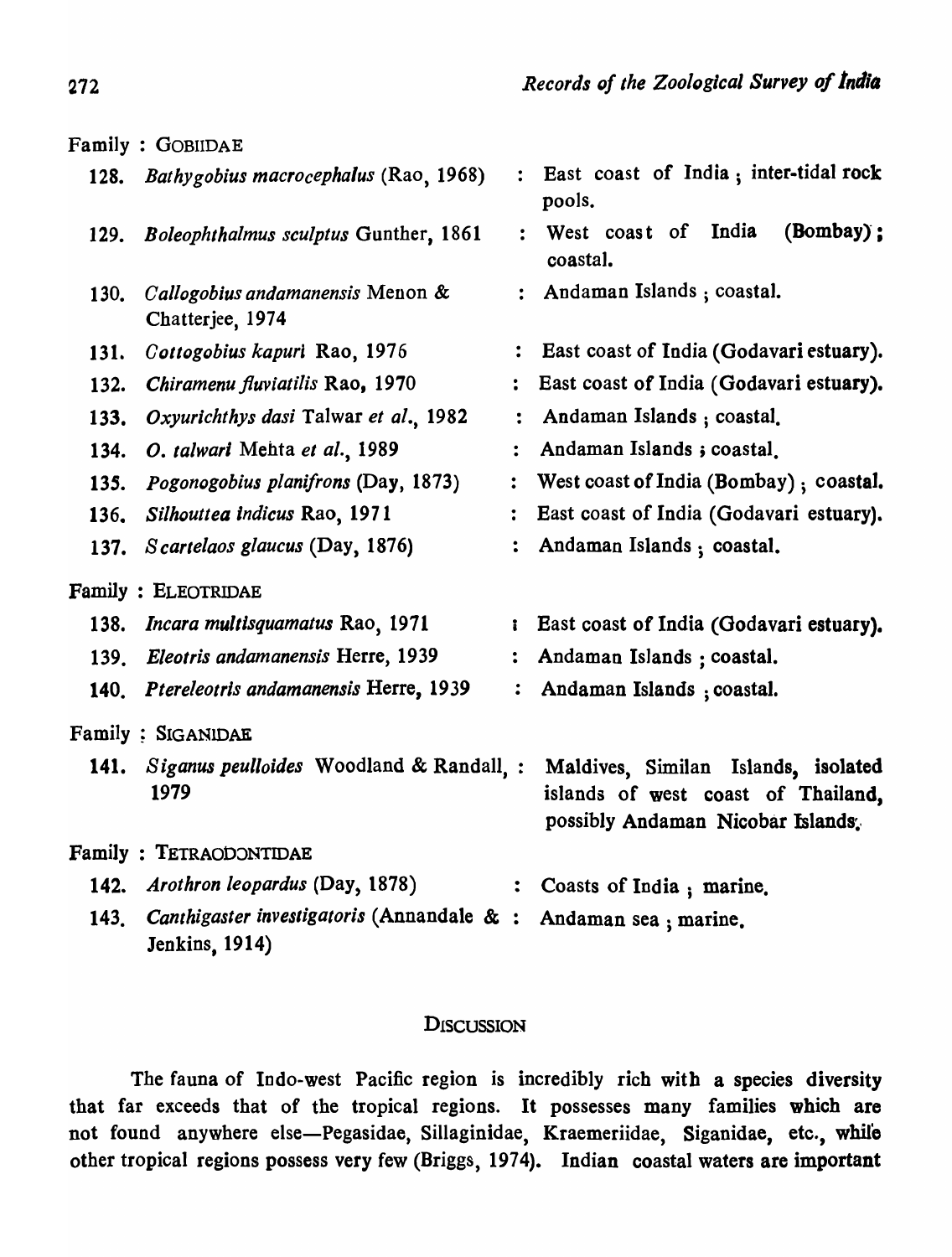Family : GOBIIDAE

128. *Bathygobius macrocephalus* (Rao, 1968) : East coast of India ; inter-tidal rock pools.

129. *Boleophthalmus sculptus* Gunther, 1861 : West coast of India (Bombay) ; coastal.

130. *Callogobius andamanensis* Menon & Chatterjee, 1974 : Andaman Islands ; coastal.

131. *Cottogobius kapuri* Rao, 1976 : East coast of India (Godavari estuary).

132. *Chiramenu fluviatilis* Rao, 1970 : East coast of India (Godavari estuary).

133. *Oxyurichthys dasi* Talwar *et al.*, 1982 : Andaman Islands ; coastal.

134. *O. talwari* Mehta *et al.*, 1989 : Andaman Islands ; coastal.

135. *Pogonogobius planifrons* (Day, 1873) : West coast of India (Bombay) ; coastal.

136. *Silhouttea indicus* Rao, 1971 : East coast of India (Godavari estuary).

137. *Scartelaos glaucus* (Day, 1876) : Andaman Islands ; coastal.

Family : ELEOTRIDAE

138. *Incara multisquamatus* Rao, 1971 : East coast of India (Godavari estuary).

139. *Eleotris andamanensis* Herre, 1939 : Andaman Islands ; coastal.

140. *Ptereleotris andamanensis* Herre, 1939 : Andaman Islands ; coastal.

Family : SIGANIDAE

141. *Siganus peulloides* Woodland & Randall, 1979 : Maldives, Similan Islands, isolated islands of west coast of Thailand, possibly Andaman Nicobar Islands.

Family : TETRAODONTIDAE

142. *Arothron leopardus* (Day, 1878) : Coasts of India ; marine.

143. *Canthigaster investigatoris* (Annandale & Jenkins, 1914) : Andaman sea ; marine.

## DISCUSSION

The fauna of Indo-west Pacific region is incredibly rich with a species diversity that far exceeds that of the tropical regions. It possesses many families which are not found anywhere else—Pegasidae, Sillaginidae, Kraemeriidae, Siganidae, etc., while other tropical regions possess very few (Briggs, 1974). Indian coastal waters are important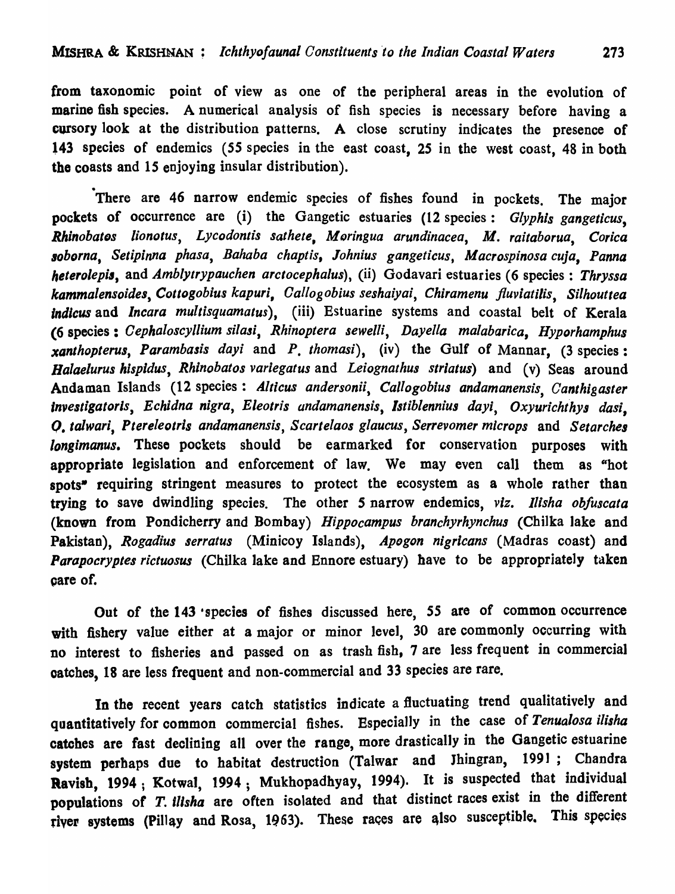from taxonomic point of view as one of the peripheral areas in the evolution of marine fish species. A numerical analysis of fish species is necessary before having a cursory look at the distribution patterns. A close scrutiny indicates the presence of 143 species of endemics (55 species in the east coast, 25 in the west coast, 48 in both the coasts and 15 enjoying insular distribution).

There are 46 narrow endemic species of fishes found in pockets. The major pockets of occurrence are (i) the Gangetic estuaries (12 species : *Glyphis gangeticus*, *Rhinobatos lionotus*, *Lycodontis sathete*, *Moringua arundinacea*, *M. raitaborua*, *Corica soborna*, *Setipinna phasa*, *Bahaba chaptis*, *Johnius gangeticus*, *Macrospinosa cuja*, *Panna heterolepis*, and *Amblytrypauchen arctocephalus*), (ii) Godavari estuaries (6 species : *Thryssa kammalensoides*, *Cottogobius kapuri*, *Callogobius seshaiyai*, *Chiramenu fluviatilis*, *Silhouttea indicus* and *Incara multisquamatus*), (iii) Estuarine systems and coastal belt of Kerala (6 species : *Cephaloscyllium silasi*, *Rhinoptera sewelli*, *Dayella malabarica*, *Hyporhamphus xanthopterus*, *Parambasis dayi* and *P. thomasi*), (iv) the Gulf of Mannar, (3 species : *Halaelurus hispidus*, *Rhinobatos variegatus* and *Leiognathus striatus*) and (v) Seas around Andaman Islands (12 species : *Alticus andersonii*, *Callogobius andamanensis*, *Canthigaster investigatoris*, *Echidna nigra*, *Eleotris andamanensis*, *Istiblennius dayi*, *Oxyurichthys dasi*, *O. talwari*, *Ptereleotris andamanensis*, *Scartelaos glaucus*, *Serrevomer microps* and *Setarches longimanus*. These pockets should be earmarked for conservation purposes with appropriate legislation and enforcement of law. We may even call them as "hot spots" requiring stringent measures to protect the ecosystem as a whole rather than trying to save dwindling species. The other 5 narrow endemics, *viz*. *Ilisha obfuscata* (known from Pondicherry and Bombay) *Hippocampus branchyrhynchus* (Chilka lake and Pakistan), *Rogadius serratus* (Minicoy Islands), *Apogon nigricans* (Madras coast) and *Parapocryptes rictuosus* (Chilka lake and Ennore estuary) have to be appropriately taken care of.

Out of the 143 species of fishes discussed here, 55 are of common occurrence with fishery value either at a major or minor level, 30 are commonly occurring with no interest to fisheries and passed on as trash fish, 7 are less frequent in commercial catches, 18 are less frequent and non-commercial and 33 species are rare.

In the recent years catch statistics indicate a fluctuating trend qualitatively and quantitatively for common commercial fishes. Especially in the case of *Tenualosa ilisha* catches are fast declining all over the range, more drastically in the Gangetic estuarine system perhaps due to habitat destruction (Talwar and Jhingran, 1991 ; Chandra Ravish, 1994 ; Kotwal, 1994 ; Mukhopadhyay, 1994). It is suspected that individual populations of *T. ilisha* are often isolated and that distinct races exist in the different river systems (Pillay and Rosa, 1963). These races are also susceptible. This species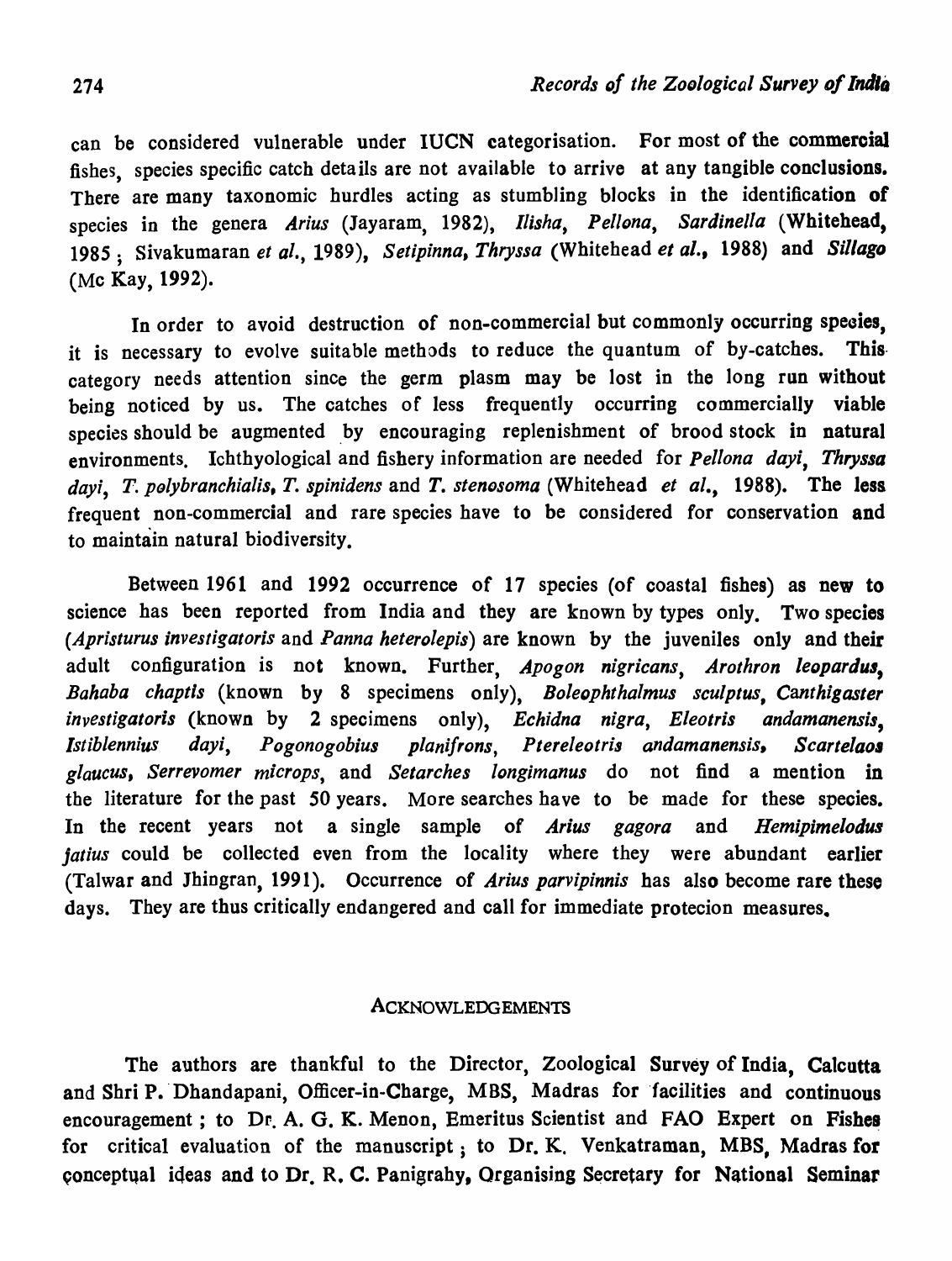can be considered vulnerable under IUCN categorisation. For most of the commercial fishes, species specific catch details are not available to arrive at any tangible conclusions. There are many taxonomic hurdles acting as stumbling blocks in the identification of species in the genera *Arius* (Jayaram, 1982), *Ilisha*, *Pellona*, *Sardinella* (Whitehead, 1985; Sivakumaran *et al.*, 1989), *Setipinna*, *Thryssa* (Whitehead *et al.*, 1988) and *Sillago* (Mc Kay, 1992).

In order to avoid destruction of non-commercial but commonly occurring species, it is necessary to evolve suitable methods to reduce the quantum of by-catches. This category needs attention since the germ plasm may be lost in the long run without being noticed by us. The catches of less frequently occurring commercially viable species should be augmented by encouraging replenishment of brood stock in natural environments. Ichthyological and fishery information are needed for *Pellona dayi*, *Thryssa dayi*, *T. polybranchialis*, *T. spinidens* and *T. stenosoma* (Whitehead *et al.*, 1988). The less frequent non-commercial and rare species have to be considered for conservation and to maintain natural biodiversity.

Between 1961 and 1992 occurrence of 17 species (of coastal fishes) as new to science has been reported from India and they are known by types only. Two species (*Apristurus investigatoris* and *Panna heterolepis*) are known by the juveniles only and their adult configuration is not known. Further, *Apogon nigricans*, *Arothron leopardus*, *Bahaba chaptis* (known by 8 specimens only), *Boleophthalmus sculptus*, *Canthigaster investigatoris* (known by 2 specimens only), *Echidna nigra*, *Eleotris andamanensis*, *Istiblennius dayi*, *Pogonogobius planifrons*, *Ptereleotris andamanensis*, *Scartelaos glaucus*, *Serrevomer microps*, and *Setarches longimanus* do not find a mention in the literature for the past 50 years. More searches have to be made for these species. In the recent years not a single sample of *Arius gagora* and *Hemipimelodus jatius* could be collected even from the locality where they were abundant earlier (Talwar and Jhingran, 1991). Occurrence of *Arius parvipinnis* has also become rare these days. They are thus critically endangered and call for immediate protecion measures.

## ACKNOWLEDGEMENTS

The authors are thankful to the Director, Zoological Survey of India, Calcutta and Shri P. Dhandapani, Officer-in-Charge, MBS, Madras for facilities and continuous encouragement; to Dr. A. G. K. Menon, Emeritus Scientist and FAO Expert on Fishes for critical evaluation of the manuscript; to Dr. K. Venkatraman, MBS, Madras for conceptual ideas and to Dr. R. C. Panigrahy, Organising Secretary for National Seminar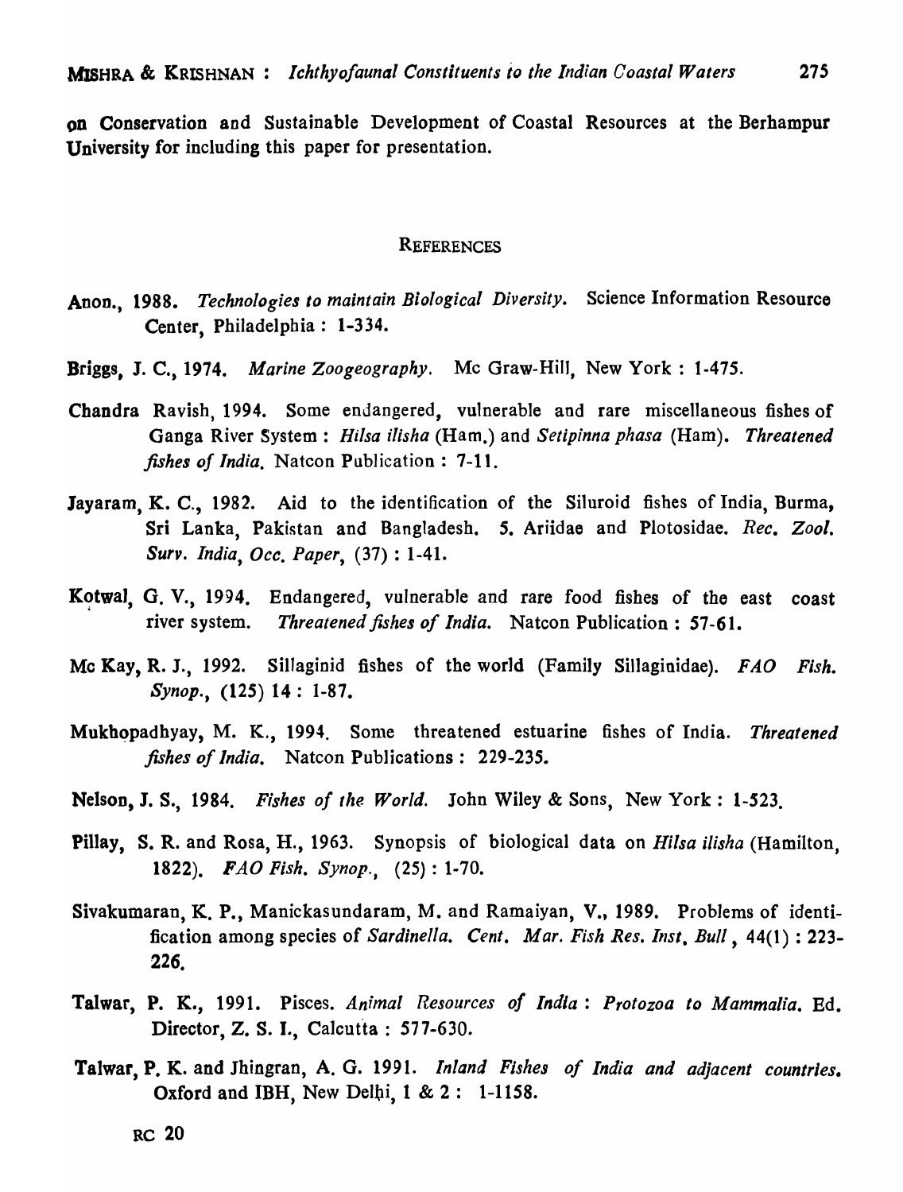on Conservation and Sustainable Development of Coastal Resources at the Berhampur University for including this paper for presentation.

## REFERENCES

**Anon.**, 1988. *Technologies to maintain Biological Diversity.* Science Information Resource Center, Philadelphia : 1-334.

**Briggs**, J. C., 1974. *Marine Zoogeography.* Mc Graw-Hill, New York : 1-475.

**Chandra** Ravish, 1994. Some endangered, vulnerable and rare miscellaneous fishes of Ganga River System : *Hilsa ilisha* (Ham.) and *Setipinna phasa* (Ham). *Threatened fishes of India.* Natcon Publication : 7-11.

**Jayaram**, K. C., 1982. Aid to the identification of the Siluroid fishes of India, Burma, Sri Lanka, Pakistan and Bangladesh. 5. Ariidae and Plotosidae. *Rec. Zool. Surv. India, Occ. Paper*, (37) : 1-41.

**Kotwal**, G. V., 1994. Endangered, vulnerable and rare food fishes of the east coast river system. *Threatened fishes of India.* Natcon Publication : 57-61.

**Mc Kay**, R. J., 1992. Sillaginid fishes of the world (Family Sillaginidae). *FAO Fish. Synop.*, (125) 14 : 1-87.

**Mukhopadhyay**, M. K., 1994. Some threatened estuarine fishes of India. *Threatened fishes of India.* Natcon Publications : 229-235.

**Nelson**, J. S., 1984. *Fishes of the World.* John Wiley & Sons, New York : 1-523.

**Pillay**, S. R. and Rosa, H., 1963. Synopsis of biological data on *Hilsa ilisha* (Hamilton, 1822). *FAO Fish. Synop.*, (25) : 1-70.

**Sivakumaran**, K. P., Manickasundaram, M. and Ramaiyan, V., 1989. Problems of identification among species of *Sardinella. Cent. Mar. Fish Res. Inst. Bull*, 44(1) : 223-226.

**Talwar**, P. K., 1991. Pisces. *Animal Resources of India : Protozoa to Mammalia.* Ed. Director, Z. S. I., Calcutta : 577-630.

**Talwar**, P. K. and Jhingran, A. G. 1991. *Inland Fishes of India and adjacent countries.* Oxford and IBH, New Delhi, 1 & 2 : 1-1158.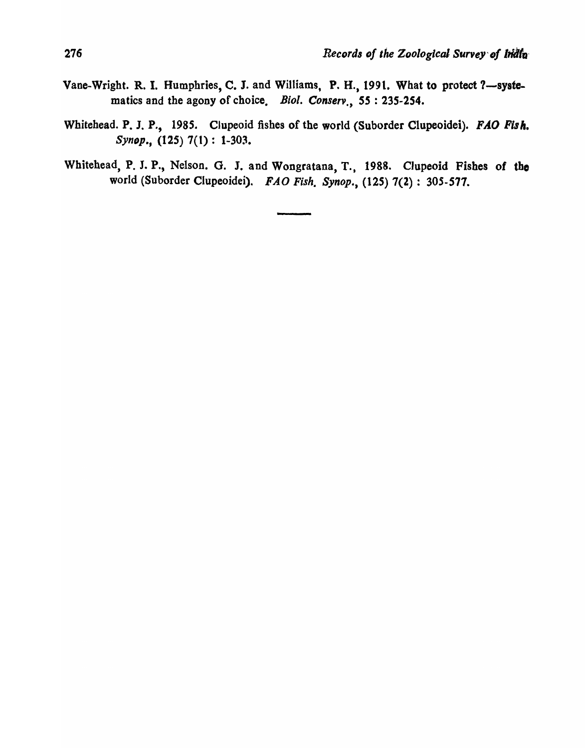Vane-Wright. R. I. Humphries, C. J. and Williams, P. H., 1991. What to protect ?—systematics and the agony of choice. *Biol. Conserv.*, 55 : 235-254.

Whitehead. P. J. P., 1985. Clupeoid fishes of the world (Suborder Clupeoidei). *FAO Fish. Synop.*, (125) 7(1) : 1-303.

Whitehead, P. J. P., Nelson. G. J. and Wongratana, T., 1988. Clupeoid Fishes of the world (Suborder Clupeoidei). *FAO Fish. Synop.*, (125) 7(2) : 305-577.